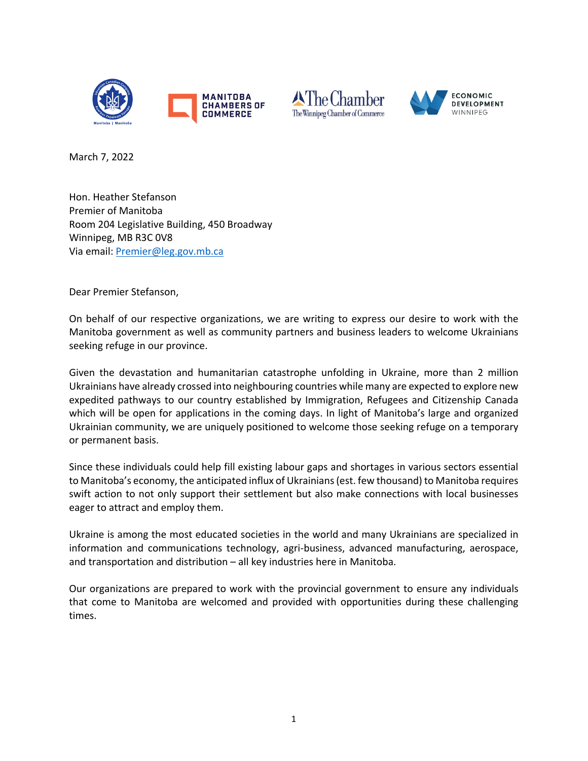March 7, 2022

Hon. Heather Stefanson
Premier of Manitoba
Room 204 Legislative Building, 450 Broadway
Winnipeg, MB R3C 0V8
Via email: Premier@leg.gov.mb.ca

Dear Premier Stefanson,

On behalf of our respective organizations, we are writing to express our desire to work with the Manitoba government as well as community partners and business leaders to welcome Ukrainians seeking refuge in our province.

Given the devastation and humanitarian catastrophe unfolding in Ukraine, more than 2 million Ukrainians have already crossed into neighbouring countries while many are expected to explore new expedited pathways to our country established by Immigration, Refugees and Citizenship Canada which will be open for applications in the coming days. In light of Manitoba's large and organized Ukrainian community, we are uniquely positioned to welcome those seeking refuge on a temporary or permanent basis.

Since these individuals could help fill existing labour gaps and shortages in various sectors essential to Manitoba's economy, the anticipated influx of Ukrainians (est. few thousand) to Manitoba requires swift action to not only support their settlement but also make connections with local businesses eager to attract and employ them.

Ukraine is among the most educated societies in the world and many Ukrainians are specialized in information and communications technology, agri-business, advanced manufacturing, aerospace, and transportation and distribution – all key industries here in Manitoba.

Our organizations are prepared to work with the provincial government to ensure any individuals that come to Manitoba are welcomed and provided with opportunities during these challenging times.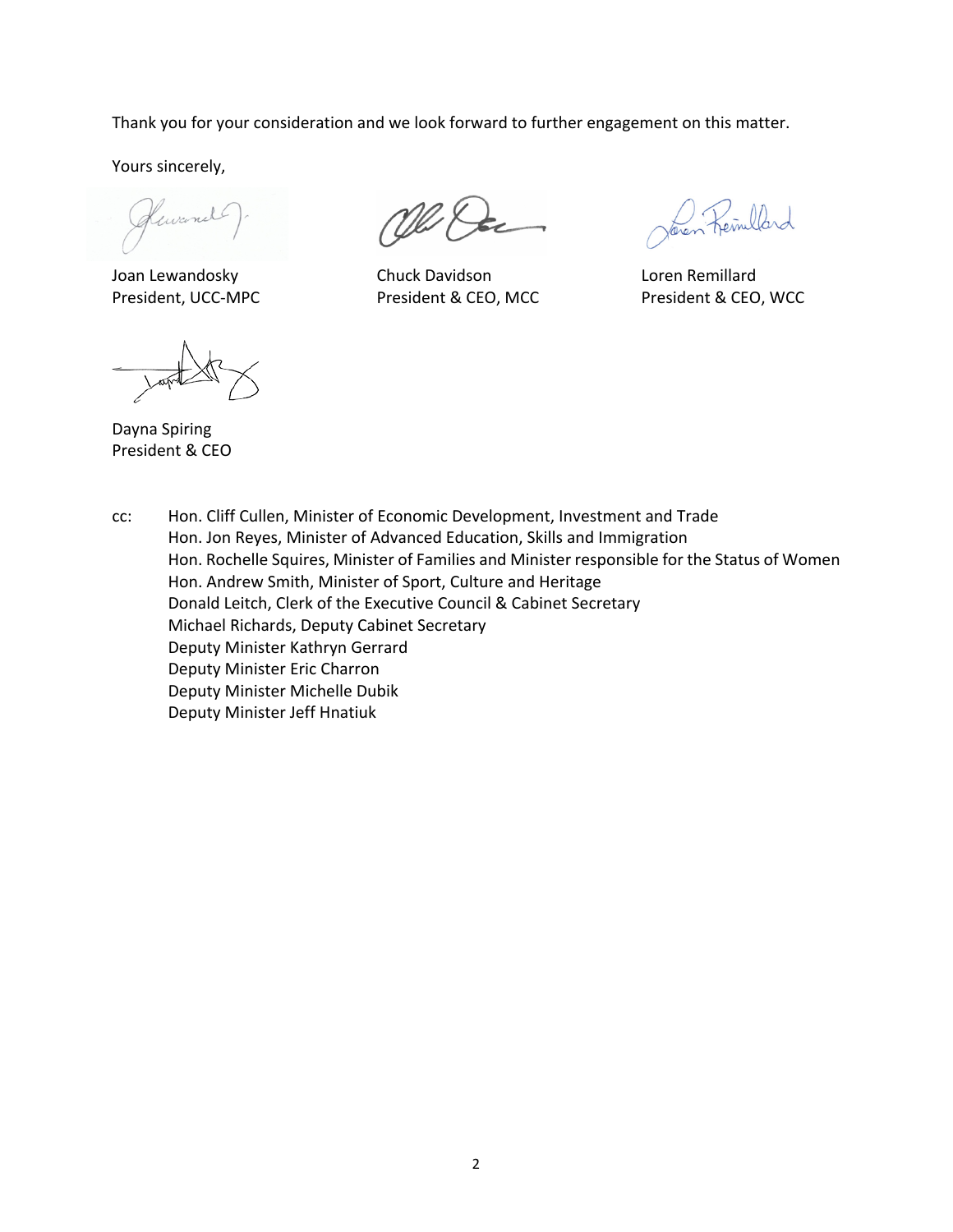Thank you for your consideration and we look forward to further engagement on this matter.

Yours sincerely,

Joan Lewandosky
President, UCC-MPC

Chuck Davidson
President & CEO, MCC

Loren Remillard
President & CEO, WCC

Dayna Spiring
President & CEO

cc: Hon. Cliff Cullen, Minister of Economic Development, Investment and Trade
Hon. Jon Reyes, Minister of Advanced Education, Skills and Immigration
Hon. Rochelle Squires, Minister of Families and Minister responsible for the Status of Women
Hon. Andrew Smith, Minister of Sport, Culture and Heritage
Donald Leitch, Clerk of the Executive Council & Cabinet Secretary
Michael Richards, Deputy Cabinet Secretary
Deputy Minister Kathryn Gerrard
Deputy Minister Eric Charron
Deputy Minister Michelle Dubik
Deputy Minister Jeff Hnatiuk